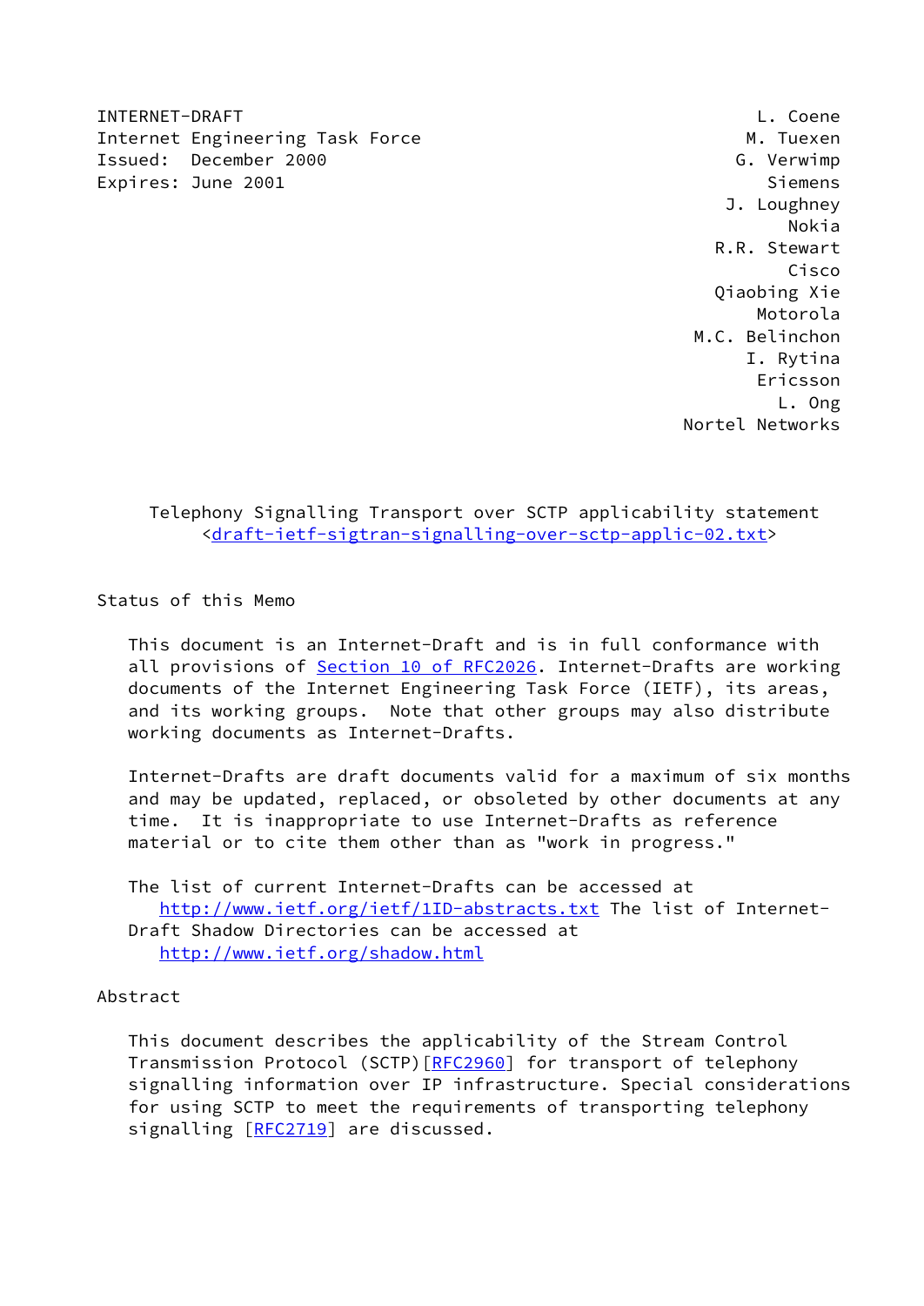INTERNET-DRAFT
Internet Engineering Task Force
Issued: December 2000
Expires: June 2001

L. Coene
M. Tuexen
G. Verwimp
Siemens
J. Loughney
Nokia
R.R. Stewart
Cisco
Qiaobing Xie
Motorola
M.C. Belinchon
I. Rytina
Ericsson
L. Ong
Nortel Networks

# Telephony Signalling Transport over SCTP applicability statement

<draft-ietf-sigtran-signalling-over-sctp-applic-02.txt>

## Status of this Memo

This document is an Internet-Draft and is in full conformance with all provisions of Section 10 of RFC2026. Internet-Drafts are working documents of the Internet Engineering Task Force (IETF), its areas, and its working groups. Note that other groups may also distribute working documents as Internet-Drafts.

Internet-Drafts are draft documents valid for a maximum of six months and may be updated, replaced, or obsoleted by other documents at any time. It is inappropriate to use Internet-Drafts as reference material or to cite them other than as "work in progress."

The list of current Internet-Drafts can be accessed at http://www.ietf.org/ietf/1ID-abstracts.txt The list of Internet-Draft Shadow Directories can be accessed at http://www.ietf.org/shadow.html

## Abstract

This document describes the applicability of the Stream Control Transmission Protocol (SCTP)[RFC2960] for transport of telephony signalling information over IP infrastructure. Special considerations for using SCTP to meet the requirements of transporting telephony signalling [RFC2719] are discussed.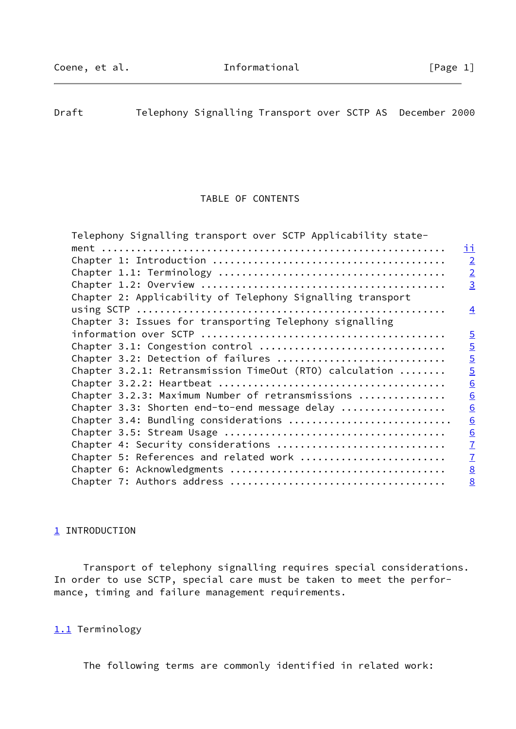TABLE OF CONTENTS

```
Telephony Signalling transport over SCTP Applicability state-
ment ........................................................... ii
Chapter 1: Introduction ........................................ 2
Chapter 1.1: Terminology ....................................... 2
Chapter 1.2: Overview .......................................... 3
Chapter 2: Applicability of Telephony Signalling transport
using SCTP ..................................................... 4
Chapter 3: Issues for transporting Telephony signalling
information over SCTP .......................................... 5
Chapter 3.1: Congestion control ................................ 5
Chapter 3.2: Detection of failures ............................. 5
Chapter 3.2.1: Retransmission TimeOut (RTO) calculation ........ 5
Chapter 3.2.2: Heartbeat ....................................... 6
Chapter 3.2.3: Maximum Number of retransmissions ............... 6
Chapter 3.3: Shorten end-to-end message delay .................. 6
Chapter 3.4: Bundling considerations ........................... 6
Chapter 3.5: Stream Usage ...................................... 6
Chapter 4: Security considerations ............................. 7
Chapter 5: References and related work ......................... 7
Chapter 6: Acknowledgments ..................................... 8
Chapter 7: Authors address ..................................... 8
```

# 1 INTRODUCTION

Transport of telephony signalling requires special considerations. In order to use SCTP, special care must be taken to meet the performance, timing and failure management requirements.

## 1.1 Terminology

The following terms are commonly identified in related work: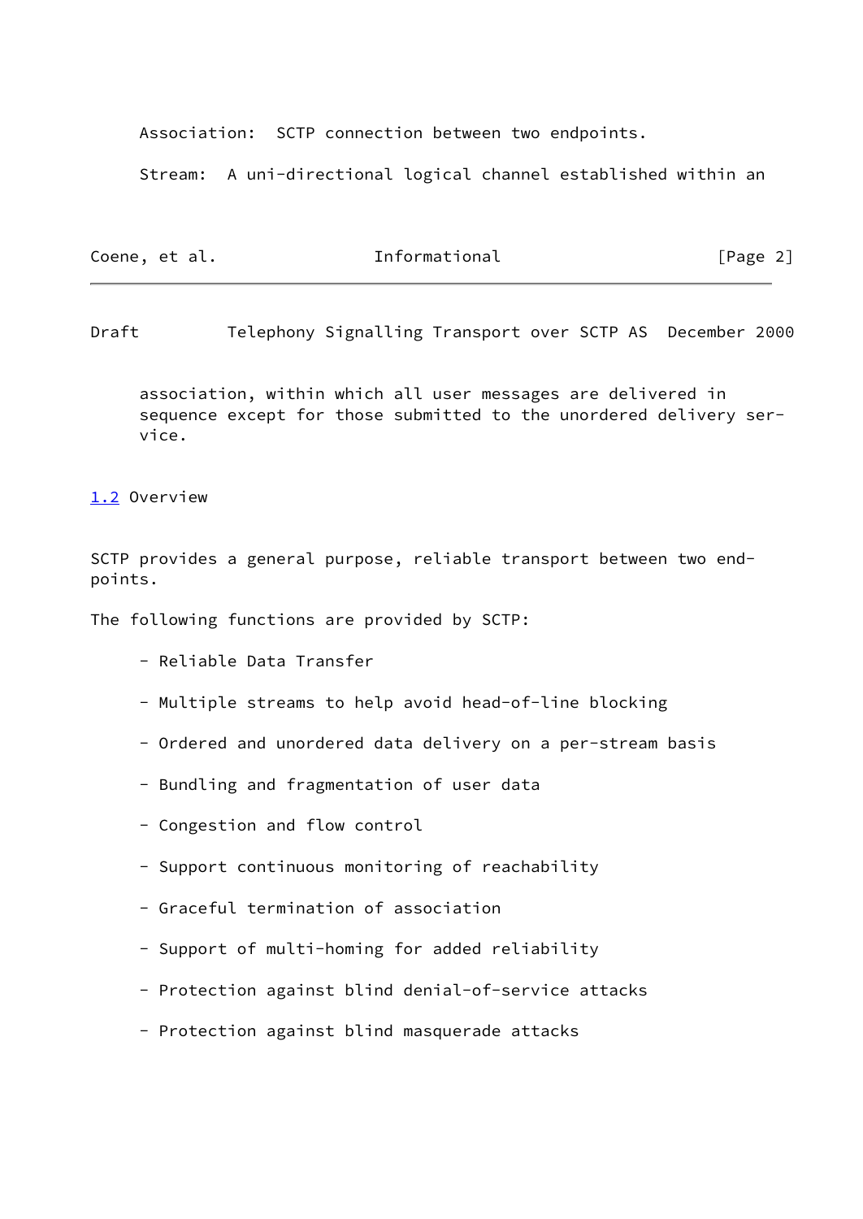Association:  SCTP connection between two endpoints.

Stream:  A uni-directional logical channel established within an association, within which all user messages are delivered in sequence except for those submitted to the unordered delivery service.

## 1.2 Overview

SCTP provides a general purpose, reliable transport between two endpoints.

The following functions are provided by SCTP:

- Reliable Data Transfer
- Multiple streams to help avoid head-of-line blocking
- Ordered and unordered data delivery on a per-stream basis
- Bundling and fragmentation of user data
- Congestion and flow control
- Support continuous monitoring of reachability
- Graceful termination of association
- Support of multi-homing for added reliability
- Protection against blind denial-of-service attacks
- Protection against blind masquerade attacks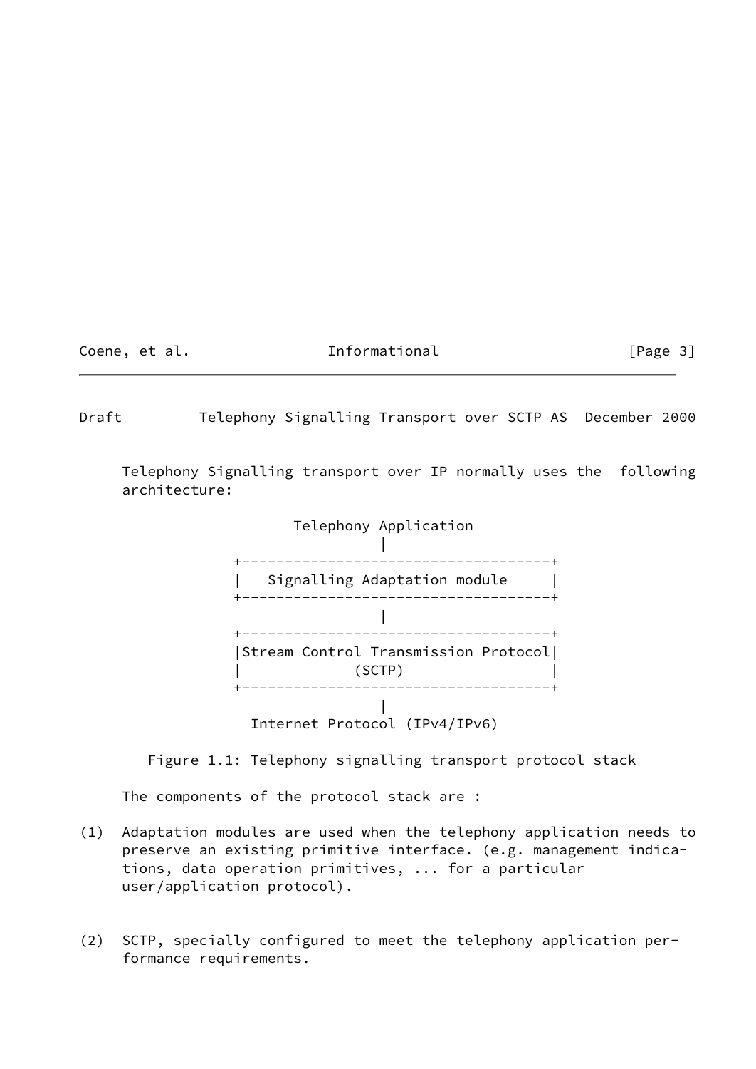Telephony Signalling transport over IP normally uses the following architecture:

```
                 Telephony Application
                          |
             +-----------------------------------+
             |   Signalling Adaptation module     |
             +-----------------------------------+
                          |
             +-----------------------------------+
             |Stream Control Transmission Protocol|
             |             (SCTP)                 |
             +-----------------------------------+
                          |
               Internet Protocol (IPv4/IPv6)
```

Figure 1.1: Telephony signalling transport protocol stack

The components of the protocol stack are :

(1) Adaptation modules are used when the telephony application needs to preserve an existing primitive interface. (e.g. management indications, data operation primitives, ... for a particular user/application protocol).

(2) SCTP, specially configured to meet the telephony application performance requirements.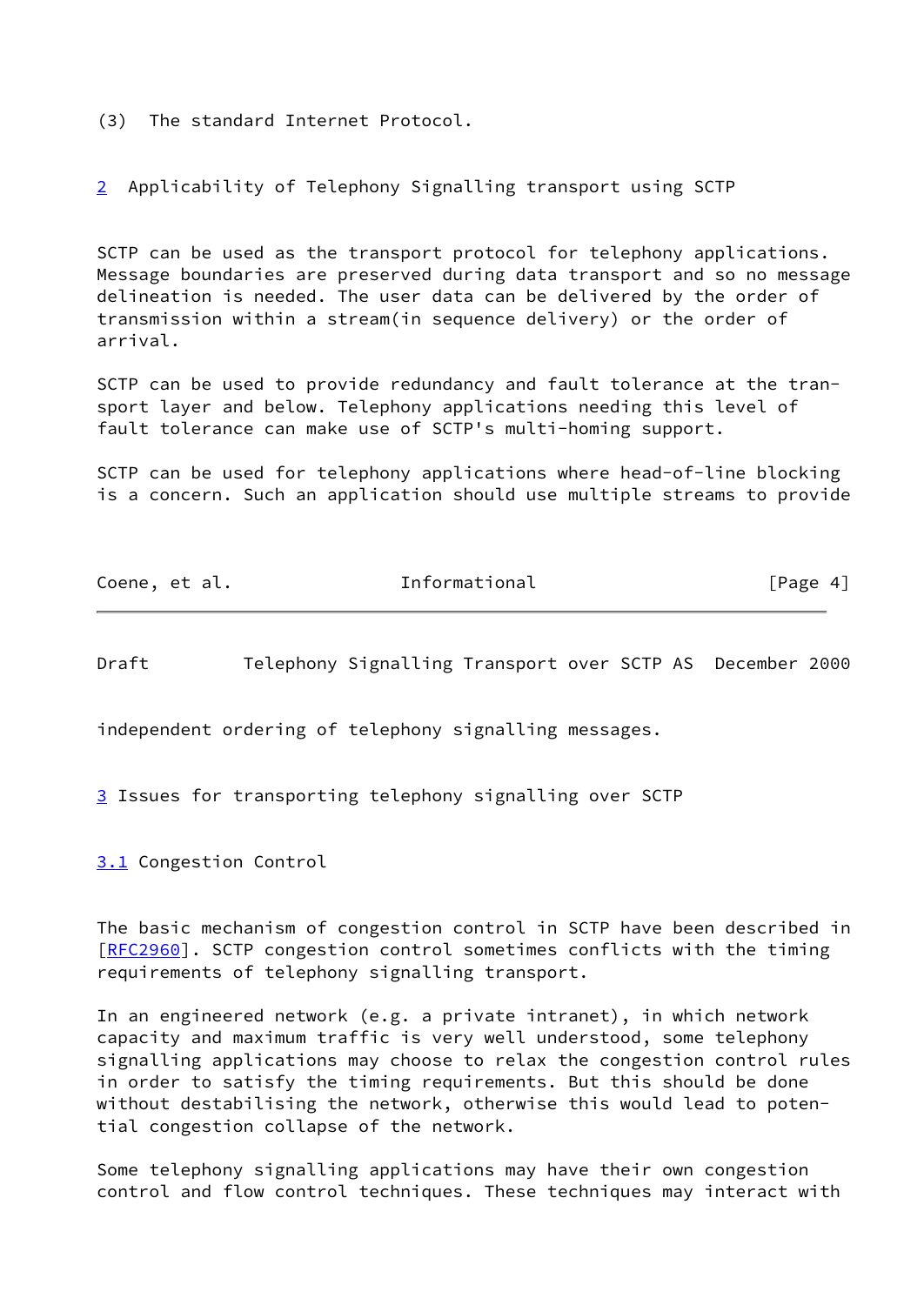(3) The standard Internet Protocol.

## 2 Applicability of Telephony Signalling transport using SCTP

SCTP can be used as the transport protocol for telephony applications. Message boundaries are preserved during data transport and so no message delineation is needed. The user data can be delivered by the order of transmission within a stream(in sequence delivery) or the order of arrival.

SCTP can be used to provide redundancy and fault tolerance at the transport layer and below. Telephony applications needing this level of fault tolerance can make use of SCTP's multi-homing support.

SCTP can be used for telephony applications where head-of-line blocking is a concern. Such an application should use multiple streams to provide independent ordering of telephony signalling messages.

## 3 Issues for transporting telephony signalling over SCTP

### 3.1 Congestion Control

The basic mechanism of congestion control in SCTP have been described in [RFC2960]. SCTP congestion control sometimes conflicts with the timing requirements of telephony signalling transport.

In an engineered network (e.g. a private intranet), in which network capacity and maximum traffic is very well understood, some telephony signalling applications may choose to relax the congestion control rules in order to satisfy the timing requirements. But this should be done without destabilising the network, otherwise this would lead to potential congestion collapse of the network.

Some telephony signalling applications may have their own congestion control and flow control techniques. These techniques may interact with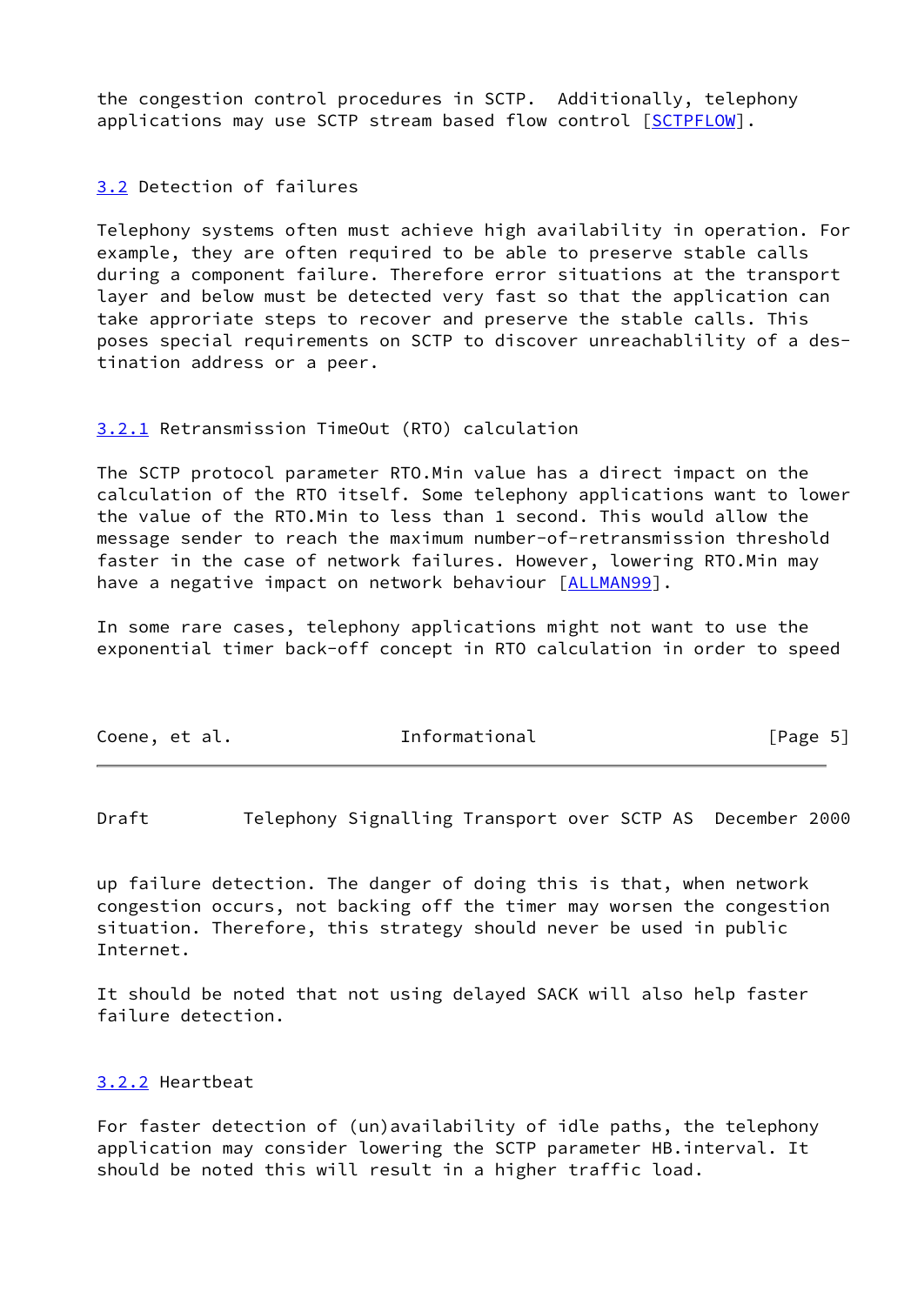the congestion control procedures in SCTP. Additionally, telephony applications may use SCTP stream based flow control [SCTPFLOW].

### 3.2 Detection of failures

Telephony systems often must achieve high availability in operation. For example, they are often required to be able to preserve stable calls during a component failure. Therefore error situations at the transport layer and below must be detected very fast so that the application can take approriate steps to recover and preserve the stable calls. This poses special requirements on SCTP to discover unreachablility of a destination address or a peer.

#### 3.2.1 Retransmission TimeOut (RTO) calculation

The SCTP protocol parameter RTO.Min value has a direct impact on the calculation of the RTO itself. Some telephony applications want to lower the value of the RTO.Min to less than 1 second. This would allow the message sender to reach the maximum number-of-retransmission threshold faster in the case of network failures. However, lowering RTO.Min may have a negative impact on network behaviour [ALLMAN99].

In some rare cases, telephony applications might not want to use the exponential timer back-off concept in RTO calculation in order to speed up failure detection. The danger of doing this is that, when network congestion occurs, not backing off the timer may worsen the congestion situation. Therefore, this strategy should never be used in public Internet.

It should be noted that not using delayed SACK will also help faster failure detection.

#### 3.2.2 Heartbeat

For faster detection of (un)availability of idle paths, the telephony application may consider lowering the SCTP parameter HB.interval. It should be noted this will result in a higher traffic load.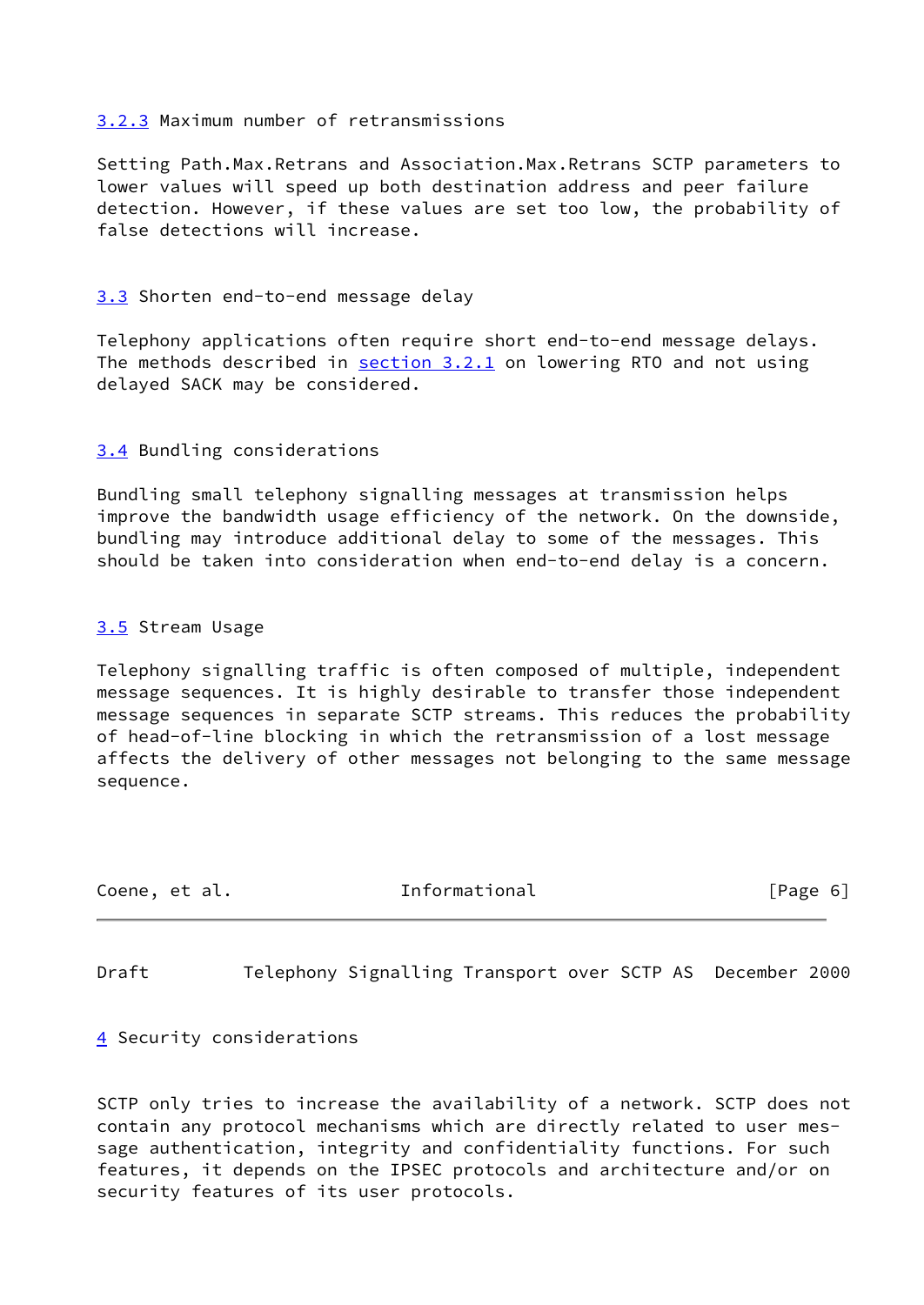### 3.2.3 Maximum number of retransmissions

Setting Path.Max.Retrans and Association.Max.Retrans SCTP parameters to lower values will speed up both destination address and peer failure detection. However, if these values are set too low, the probability of false detections will increase.

## 3.3 Shorten end-to-end message delay

Telephony applications often require short end-to-end message delays. The methods described in section 3.2.1 on lowering RTO and not using delayed SACK may be considered.

## 3.4 Bundling considerations

Bundling small telephony signalling messages at transmission helps improve the bandwidth usage efficiency of the network. On the downside, bundling may introduce additional delay to some of the messages. This should be taken into consideration when end-to-end delay is a concern.

## 3.5 Stream Usage

Telephony signalling traffic is often composed of multiple, independent message sequences. It is highly desirable to transfer those independent message sequences in separate SCTP streams. This reduces the probability of head-of-line blocking in which the retransmission of a lost message affects the delivery of other messages not belonging to the same message sequence.

# 4 Security considerations

SCTP only tries to increase the availability of a network. SCTP does not contain any protocol mechanisms which are directly related to user message authentication, integrity and confidentiality functions. For such features, it depends on the IPSEC protocols and architecture and/or on security features of its user protocols.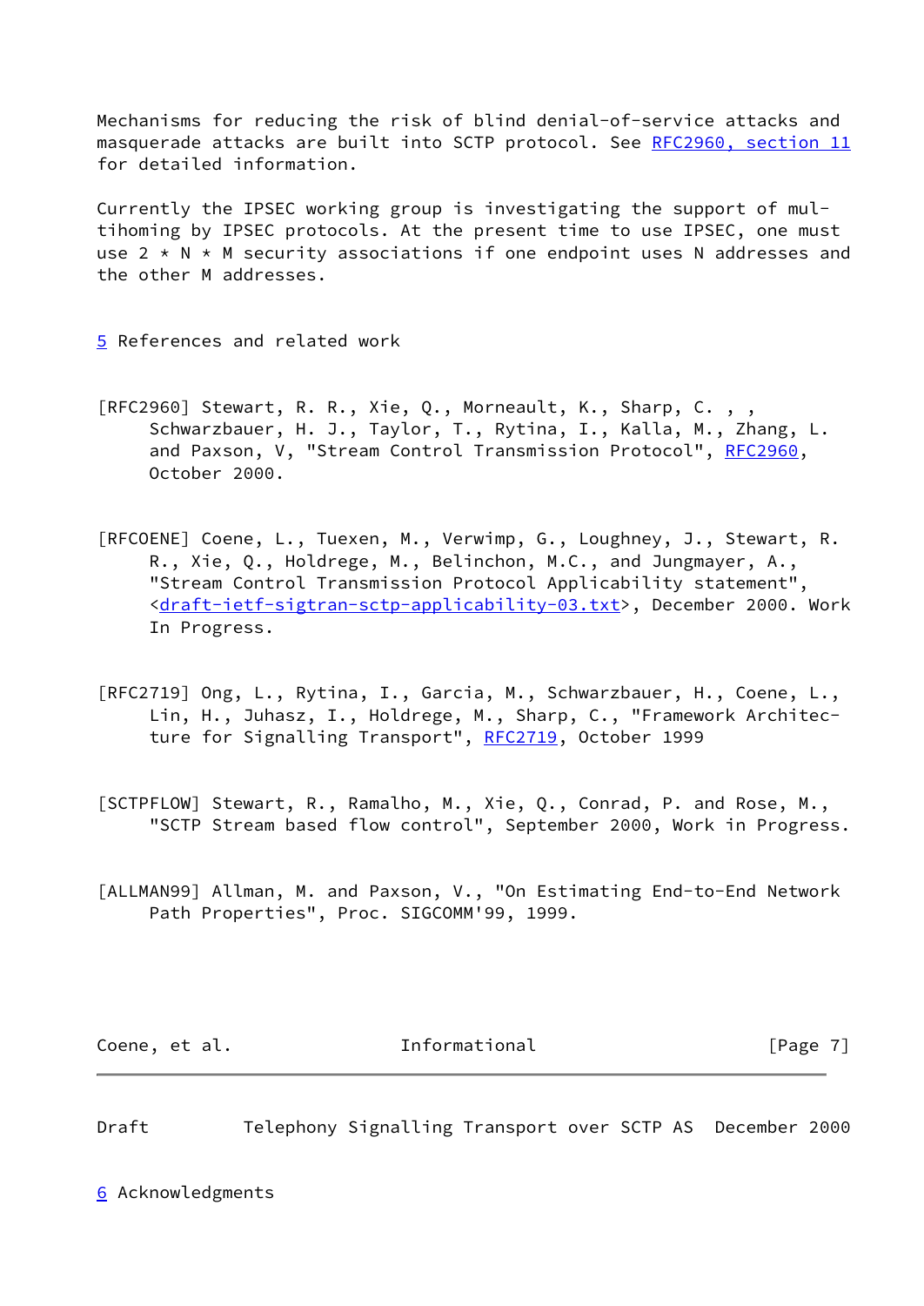Mechanisms for reducing the risk of blind denial-of-service attacks and masquerade attacks are built into SCTP protocol. See RFC2960, section 11 for detailed information.

Currently the IPSEC working group is investigating the support of multihoming by IPSEC protocols. At the present time to use IPSEC, one must use 2 * N * M security associations if one endpoint uses N addresses and the other M addresses.

## 5 References and related work

[RFC2960] Stewart, R. R., Xie, Q., Morneault, K., Sharp, C. , , Schwarzbauer, H. J., Taylor, T., Rytina, I., Kalla, M., Zhang, L. and Paxson, V, "Stream Control Transmission Protocol", RFC2960, October 2000.

[RFCOENE] Coene, L., Tuexen, M., Verwimp, G., Loughney, J., Stewart, R. R., Xie, Q., Holdrege, M., Belinchon, M.C., and Jungmayer, A., "Stream Control Transmission Protocol Applicability statement", <draft-ietf-sigtran-sctp-applicability-03.txt>, December 2000. Work In Progress.

[RFC2719] Ong, L., Rytina, I., Garcia, M., Schwarzbauer, H., Coene, L., Lin, H., Juhasz, I., Holdrege, M., Sharp, C., "Framework Architecture for Signalling Transport", RFC2719, October 1999

[SCTPFLOW] Stewart, R., Ramalho, M., Xie, Q., Conrad, P. and Rose, M., "SCTP Stream based flow control", September 2000, Work in Progress.

[ALLMAN99] Allman, M. and Paxson, V., "On Estimating End-to-End Network Path Properties", Proc. SIGCOMM'99, 1999.

## 6 Acknowledgments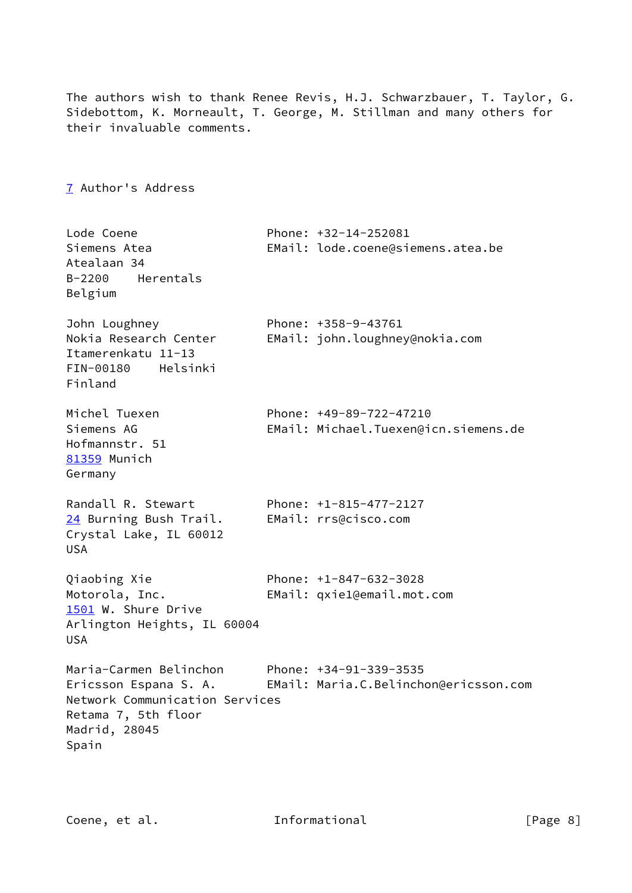The authors wish to thank Renee Revis, H.J. Schwarzbauer, T. Taylor, G. Sidebottom, K. Morneault, T. George, M. Stillman and many others for their invaluable comments.

## 7 Author's Address

```
Lode Coene                   Phone: +32-14-252081
Siemens Atea                 EMail: lode.coene@siemens.atea.be
Atealaan 34
B-2200    Herentals
Belgium

John Loughney                Phone: +358-9-43761
Nokia Research Center        EMail: john.loughney@nokia.com
Itamerenkatu 11-13
FIN-00180    Helsinki
Finland

Michel Tuexen                Phone: +49-89-722-47210
Siemens AG                   EMail: Michael.Tuexen@icn.siemens.de
Hofmannstr. 51
81359 Munich
Germany

Randall R. Stewart           Phone: +1-815-477-2127
24 Burning Bush Trail.       EMail: rrs@cisco.com
Crystal Lake, IL 60012
USA

Qiaobing Xie                 Phone: +1-847-632-3028
Motorola, Inc.               EMail: qxie1@email.mot.com
1501 W. Shure Drive
Arlington Heights, IL 60004
USA

Maria-Carmen Belinchon       Phone: +34-91-339-3535
Ericsson Espana S. A.        EMail: Maria.C.Belinchon@ericsson.com
Network Communication Services
Retama 7, 5th floor
Madrid, 28045
Spain
```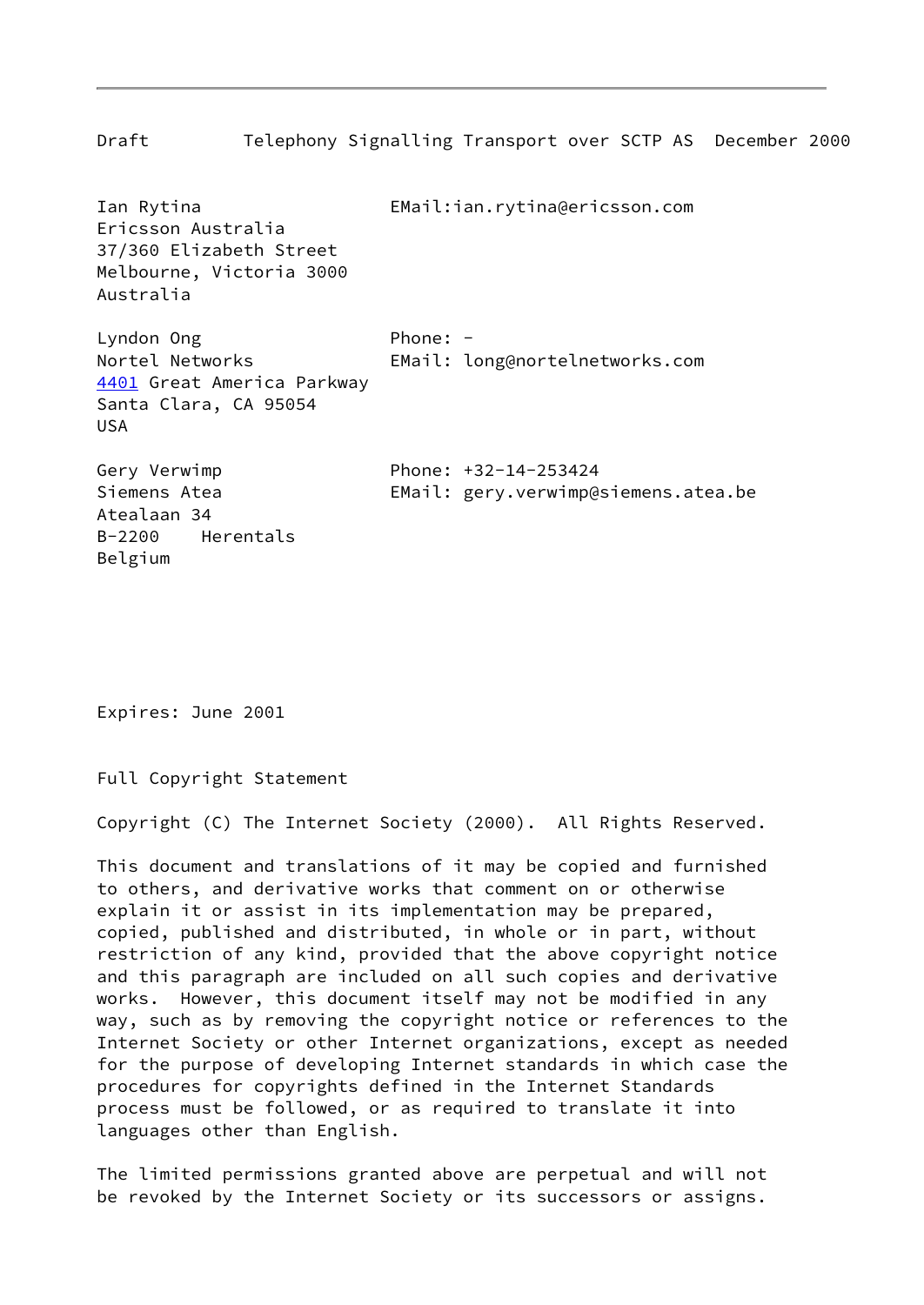Ian Rytina                    EMail:ian.rytina@ericsson.com
Ericsson Australia
37/360 Elizabeth Street
Melbourne, Victoria 3000
Australia

Lyndon Ong                    Phone: -
Nortel Networks               EMail: long@nortelnetworks.com
4401 Great America Parkway
Santa Clara, CA 95054
USA

Gery Verwimp                  Phone: +32-14-253424
Siemens Atea                  EMail: gery.verwimp@siemens.atea.be
Atealaan 34
B-2200    Herentals
Belgium

Expires: June 2001

Full Copyright Statement

Copyright (C) The Internet Society (2000).  All Rights Reserved.

This document and translations of it may be copied and furnished to others, and derivative works that comment on or otherwise explain it or assist in its implementation may be prepared, copied, published and distributed, in whole or in part, without restriction of any kind, provided that the above copyright notice and this paragraph are included on all such copies and derivative works.  However, this document itself may not be modified in any way, such as by removing the copyright notice or references to the Internet Society or other Internet organizations, except as needed for the purpose of developing Internet standards in which case the procedures for copyrights defined in the Internet Standards process must be followed, or as required to translate it into languages other than English.

The limited permissions granted above are perpetual and will not be revoked by the Internet Society or its successors or assigns.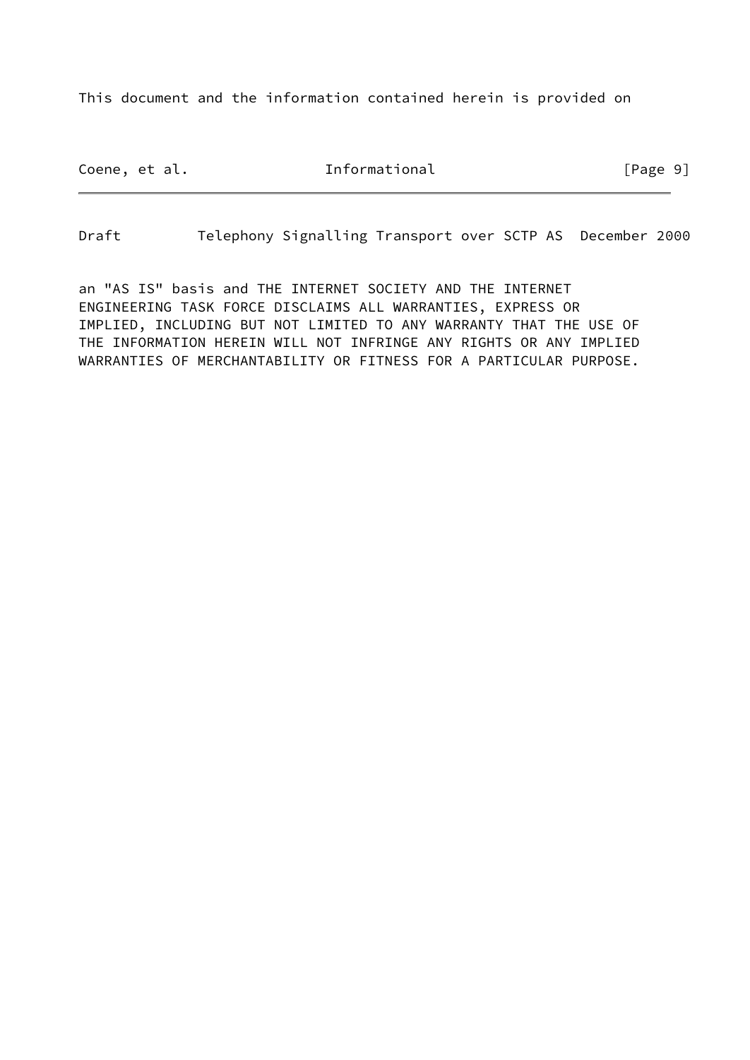This document and the information contained herein is provided on

an "AS IS" basis and THE INTERNET SOCIETY AND THE INTERNET
ENGINEERING TASK FORCE DISCLAIMS ALL WARRANTIES, EXPRESS OR
IMPLIED, INCLUDING BUT NOT LIMITED TO ANY WARRANTY THAT THE USE OF
THE INFORMATION HEREIN WILL NOT INFRINGE ANY RIGHTS OR ANY IMPLIED
WARRANTIES OF MERCHANTABILITY OR FITNESS FOR A PARTICULAR PURPOSE.